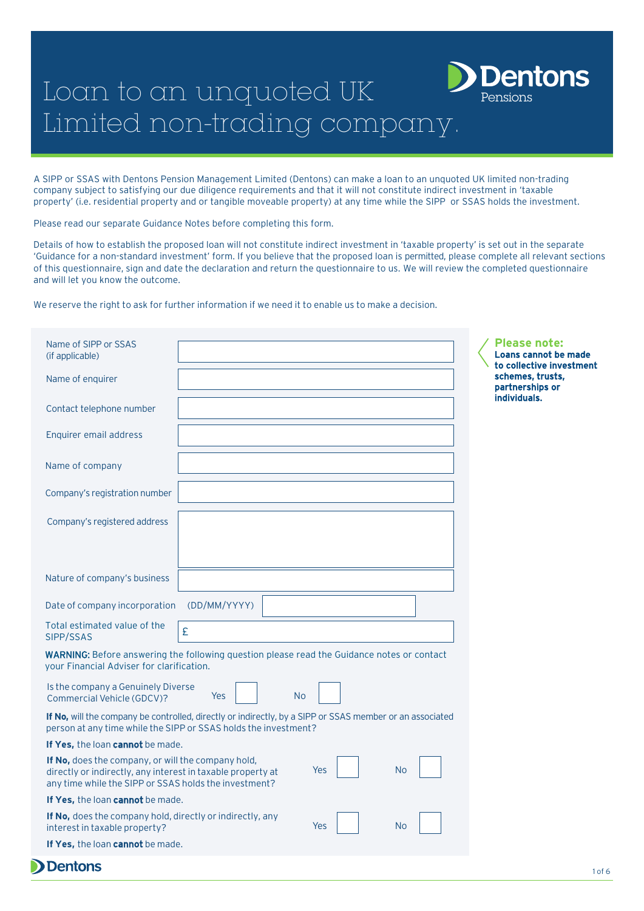# Loan to an unquoted UK Limited non-trading company.

A SIPP or SSAS with Dentons Pension Management Limited (Dentons) can make a loan to an unquoted UK limited non-trading company subject to satisfying our due diligence requirements and that it will not constitute indirect investment in 'taxable property' (i.e. residential property and or tangible moveable property) at any time while the SIPP or SSAS holds the investment.

Please read our separate Guidance Notes before completing this form.

Details of how to establish the proposed loan will not constitute indirect investment in 'taxable property' is set out in the separate 'Guidance for a non-standard investment' form. If you believe that the proposed loan is permitted, please complete all relevant sections of this questionnaire, sign and date the declaration and return the questionnaire to us. We will review the completed questionnaire and will let you know the outcome.

We reserve the right to ask for further information if we need it to enable us to make a decision.

**Please note:**
**Loans cannot be made to collective investment schemes, trusts, partnerships or individuals.**

| | |
|---|---|
| Name of SIPP or SSAS (if applicable) | |
| Name of enquirer | |
| Contact telephone number | |
| Enquirer email address | |
| Name of company | |
| Company's registration number | |
| Company's registered address | |
| Nature of company's business | |
| Date of company incorporation (DD/MM/YYYY) | |
| Total estimated value of the SIPP/SSAS | £ |

**WARNING:** Before answering the following question please read the Guidance notes or contact your Financial Adviser for clarification.

Is the company a Genuinely Diverse Commercial Vehicle (GDCV)? Yes ☐ No ☐

**If No,** will the company be controlled, directly or indirectly, by a SIPP or SSAS member or an associated person at any time while the SIPP or SSAS holds the investment?

**If Yes,** the loan **cannot** be made.

**If No,** does the company, or will the company hold, directly or indirectly, any interest in taxable property at any time while the SIPP or SSAS holds the investment? Yes ☐ No ☐

**If Yes,** the loan **cannot** be made.

**If No,** does the company hold, directly or indirectly, any interest in taxable property? Yes ☐ No ☐

**If Yes,** the loan **cannot** be made.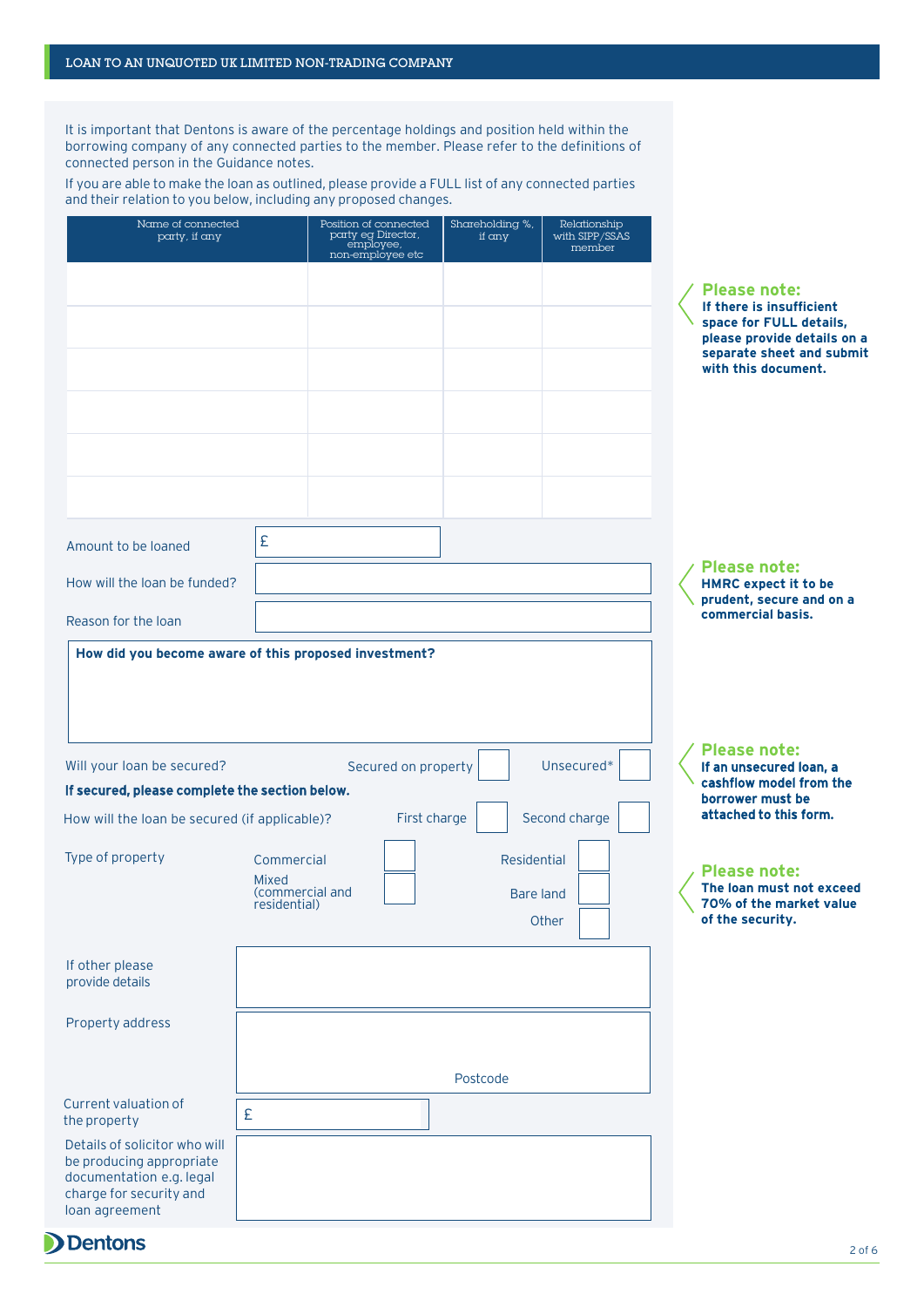## LOAN TO AN UNQUOTED UK LIMITED NON-TRADING COMPANY

It is important that Dentons is aware of the percentage holdings and position held within the borrowing company of any connected parties to the member. Please refer to the definitions of connected person in the Guidance notes.

If you are able to make the loan as outlined, please provide a FULL list of any connected parties and their relation to you below, including any proposed changes.

| Name of connected party, if any | Position of connected party eg Director, employee, non-employee etc | Shareholding %, if any | Relationship with SIPP/SSAS member |
|---|---|---|---|
| | | | |
| | | | |
| | | | |
| | | | |
| | | | |
| | | | |

**Please note:**
**If there is insufficient space for FULL details, please provide details on a separate sheet and submit with this document.**

Amount to be loaned £

How will the loan be funded?

Reason for the loan

**Please note:**
**HMRC expect it to be prudent, secure and on a commercial basis.**

**How did you become aware of this proposed investment?**

Will your loan be secured? Secured on property ☐ Unsecured* ☐

**If secured, please complete the section below.**

How will the loan be secured (if applicable)? First charge ☐ Second charge ☐

Type of property: Commercial ☐ Residential ☐ Mixed (commercial and residential) ☐ Bare land ☐ Other ☐

If other please provide details

Property address

Postcode

Current valuation of the property £

Details of solicitor who will be producing appropriate documentation e.g. legal charge for security and loan agreement

**Please note:**
**If an unsecured loan, a cashflow model from the borrower must be attached to this form.**

**Please note:**
**The loan must not exceed 70% of the market value of the security.**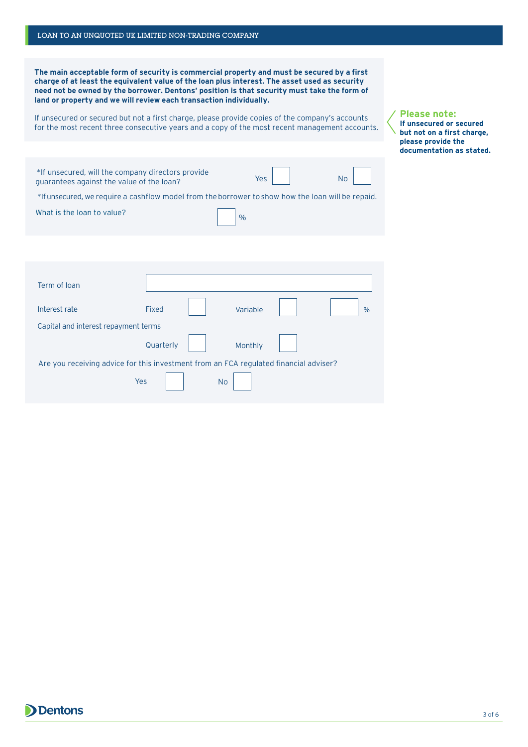## LOAN TO AN UNQUOTED UK LIMITED NON-TRADING COMPANY

**The main acceptable form of security is commercial property and must be secured by a first charge of at least the equivalent value of the loan plus interest. The asset used as security need not be owned by the borrower. Dentons' position is that security must take the form of land or property and we will review each transaction individually.**

If unsecured or secured but not a first charge, please provide copies of the company's accounts for the most recent three consecutive years and a copy of the most recent management accounts.

**Please note:**
**If unsecured or secured but not on a first charge, please provide the documentation as stated.**

*If unsecured, will the company directors provide guarantees against the value of the loan? Yes ☐ No ☐

*If unsecured, we require a cashflow model from the borrower to show how the loan will be repaid.

What is the loan to value? ☐ %

Term of loan ☐

Interest rate Fixed ☐ Variable ☐ ☐ %

Capital and interest repayment terms

Quarterly ☐ Monthly ☐

Are you receiving advice for this investment from an FCA regulated financial adviser?

Yes ☐ No ☐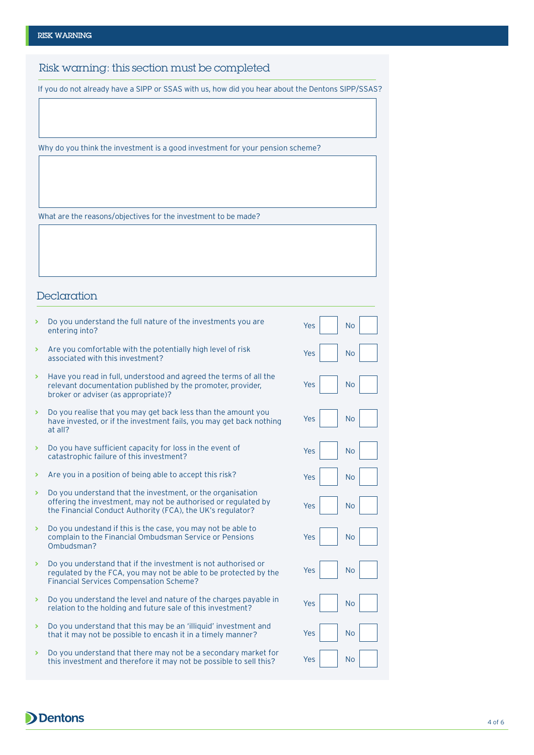RISK WARNING

## Risk warning: this section must be completed

If you do not already have a SIPP or SSAS with us, how did you hear about the Dentons SIPP/SSAS?

Why do you think the investment is a good investment for your pension scheme?

What are the reasons/objectives for the investment to be made?

## Declaration

| Question | Yes | No |
|---|---|---|
| Do you understand the full nature of the investments you are entering into? | Yes ☐ | No ☐ |
| Are you comfortable with the potentially high level of risk associated with this investment? | Yes ☐ | No ☐ |
| Have you read in full, understood and agreed the terms of all the relevant documentation published by the promoter, provider, broker or adviser (as appropriate)? | Yes ☐ | No ☐ |
| Do you realise that you may get back less than the amount you have invested, or if the investment fails, you may get back nothing at all? | Yes ☐ | No ☐ |
| Do you have sufficient capacity for loss in the event of catastrophic failure of this investment? | Yes ☐ | No ☐ |
| Are you in a position of being able to accept this risk? | Yes ☐ | No ☐ |
| Do you understand that the investment, or the organisation offering the investment, may not be authorised or regulated by the Financial Conduct Authority (FCA), the UK's regulator? | Yes ☐ | No ☐ |
| Do you undestand if this is the case, you may not be able to complain to the Financial Ombudsman Service or Pensions Ombudsman? | Yes ☐ | No ☐ |
| Do you understand that if the investment is not authorised or regulated by the FCA, you may not be able to be protected by the Financial Services Compensation Scheme? | Yes ☐ | No ☐ |
| Do you understand the level and nature of the charges payable in relation to the holding and future sale of this investment? | Yes ☐ | No ☐ |
| Do you understand that this may be an 'illiquid' investment and that it may not be possible to encash it in a timely manner? | Yes ☐ | No ☐ |
| Do you understand that there may not be a secondary market for this investment and therefore it may not be possible to sell this? | Yes ☐ | No ☐ |

Dentons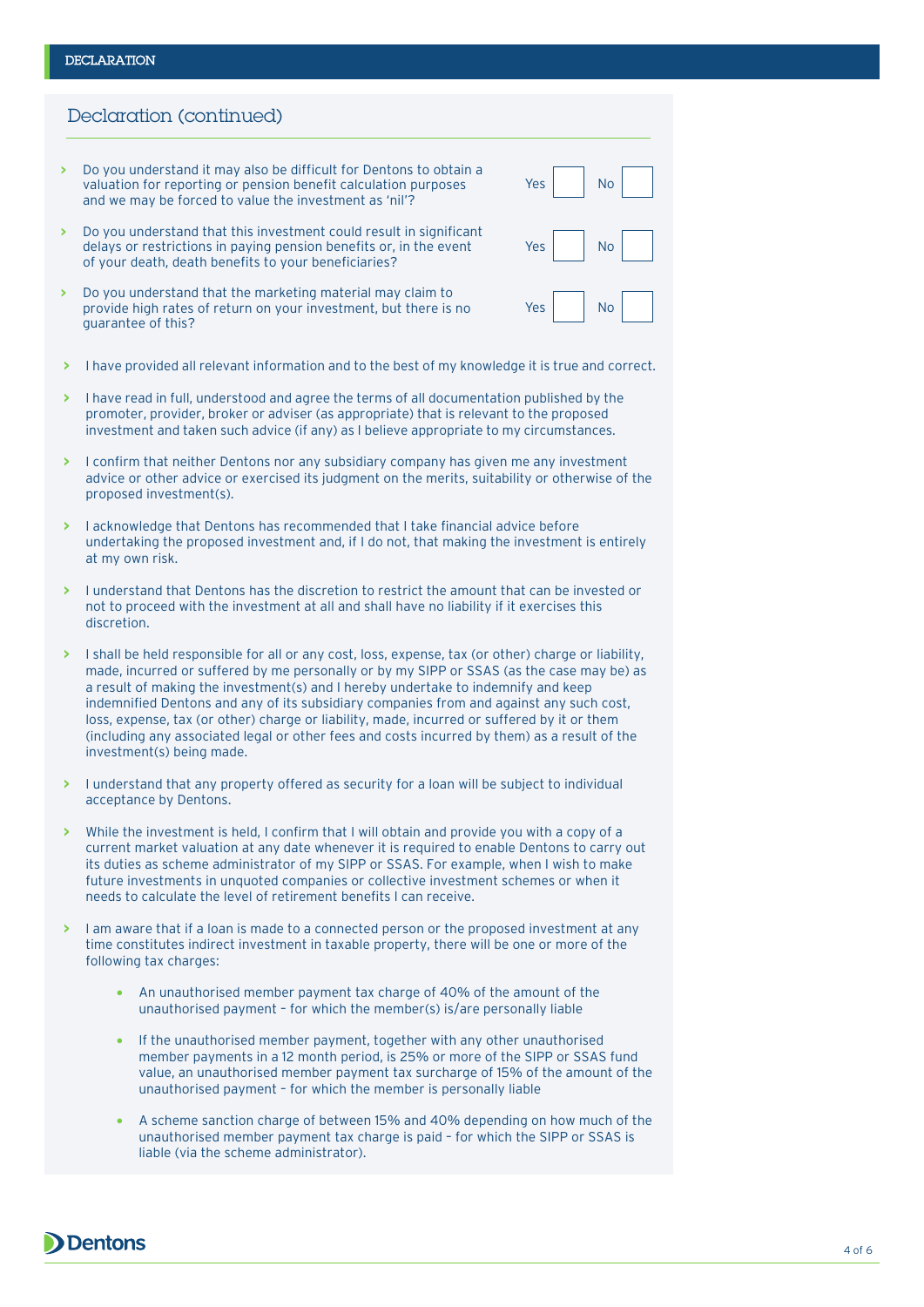## Declaration (continued)

- Do you understand it may also be difficult for Dentons to obtain a valuation for reporting or pension benefit calculation purposes and we may be forced to value the investment as 'nil'? Yes ☐ No ☐
- Do you understand that this investment could result in significant delays or restrictions in paying pension benefits or, in the event of your death, death benefits to your beneficiaries? Yes ☐ No ☐
- Do you understand that the marketing material may claim to provide high rates of return on your investment, but there is no guarantee of this? Yes ☐ No ☐

- I have provided all relevant information and to the best of my knowledge it is true and correct.
- I have read in full, understood and agree the terms of all documentation published by the promoter, provider, broker or adviser (as appropriate) that is relevant to the proposed investment and taken such advice (if any) as I believe appropriate to my circumstances.
- I confirm that neither Dentons nor any subsidiary company has given me any investment advice or other advice or exercised its judgment on the merits, suitability or otherwise of the proposed investment(s).
- I acknowledge that Dentons has recommended that I take financial advice before undertaking the proposed investment and, if I do not, that making the investment is entirely at my own risk.
- I understand that Dentons has the discretion to restrict the amount that can be invested or not to proceed with the investment at all and shall have no liability if it exercises this discretion.
- I shall be held responsible for all or any cost, loss, expense, tax (or other) charge or liability, made, incurred or suffered by me personally or by my SIPP or SSAS (as the case may be) as a result of making the investment(s) and I hereby undertake to indemnify and keep indemnified Dentons and any of its subsidiary companies from and against any such cost, loss, expense, tax (or other) charge or liability, made, incurred or suffered by it or them (including any associated legal or other fees and costs incurred by them) as a result of the investment(s) being made.
- I understand that any property offered as security for a loan will be subject to individual acceptance by Dentons.
- While the investment is held, I confirm that I will obtain and provide you with a copy of a current market valuation at any date whenever it is required to enable Dentons to carry out its duties as scheme administrator of my SIPP or SSAS. For example, when I wish to make future investments in unquoted companies or collective investment schemes or when it needs to calculate the level of retirement benefits I can receive.
- I am aware that if a loan is made to a connected person or the proposed investment at any time constitutes indirect investment in taxable property, there will be one or more of the following tax charges:
    - An unauthorised member payment tax charge of 40% of the amount of the unauthorised payment – for which the member(s) is/are personally liable
    - If the unauthorised member payment, together with any other unauthorised member payments in a 12 month period, is 25% or more of the SIPP or SSAS fund value, an unauthorised member payment tax surcharge of 15% of the amount of the unauthorised payment – for which the member is personally liable
    - A scheme sanction charge of between 15% and 40% depending on how much of the unauthorised member payment tax charge is paid – for which the SIPP or SSAS is liable (via the scheme administrator).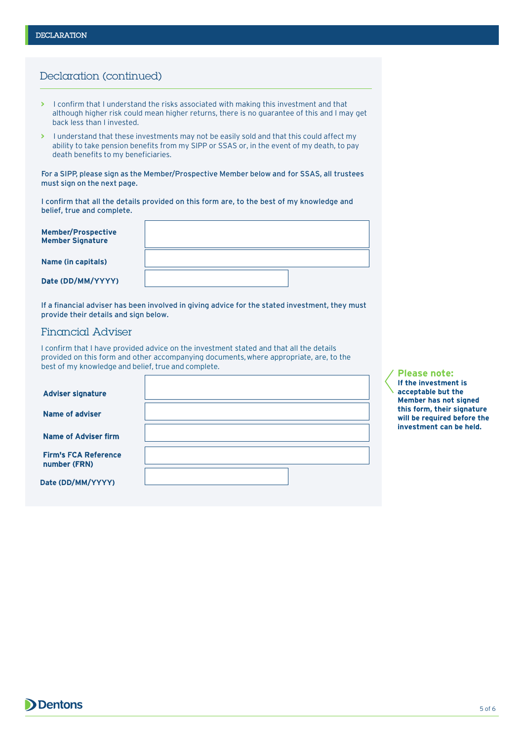## Declaration (continued)

- I confirm that I understand the risks associated with making this investment and that although higher risk could mean higher returns, there is no guarantee of this and I may get back less than I invested.
- I understand that these investments may not be easily sold and that this could affect my ability to take pension benefits from my SIPP or SSAS or, in the event of my death, to pay death benefits to my beneficiaries.

For a SIPP, please sign as the Member/Prospective Member below and for SSAS, all trustees must sign on the next page.

I confirm that all the details provided on this form are, to the best of my knowledge and belief, true and complete.

| | |
|---|---|
| **Member/Prospective Member Signature** | |
| **Name (in capitals)** | |
| **Date (DD/MM/YYYY)** | |

If a financial adviser has been involved in giving advice for the stated investment, they must provide their details and sign below.

## Financial Adviser

I confirm that I have provided advice on the investment stated and that all the details provided on this form and other accompanying documents, where appropriate, are, to the best of my knowledge and belief, true and complete.

| | |
|---|---|
| **Adviser signature** | |
| **Name of adviser** | |
| **Name of Adviser firm** | |
| **Firm's FCA Reference number (FRN)** | |
| **Date (DD/MM/YYYY)** | |

**Please note:**
**If the investment is acceptable but the Member has not signed this form, their signature will be required before the investment can be held.**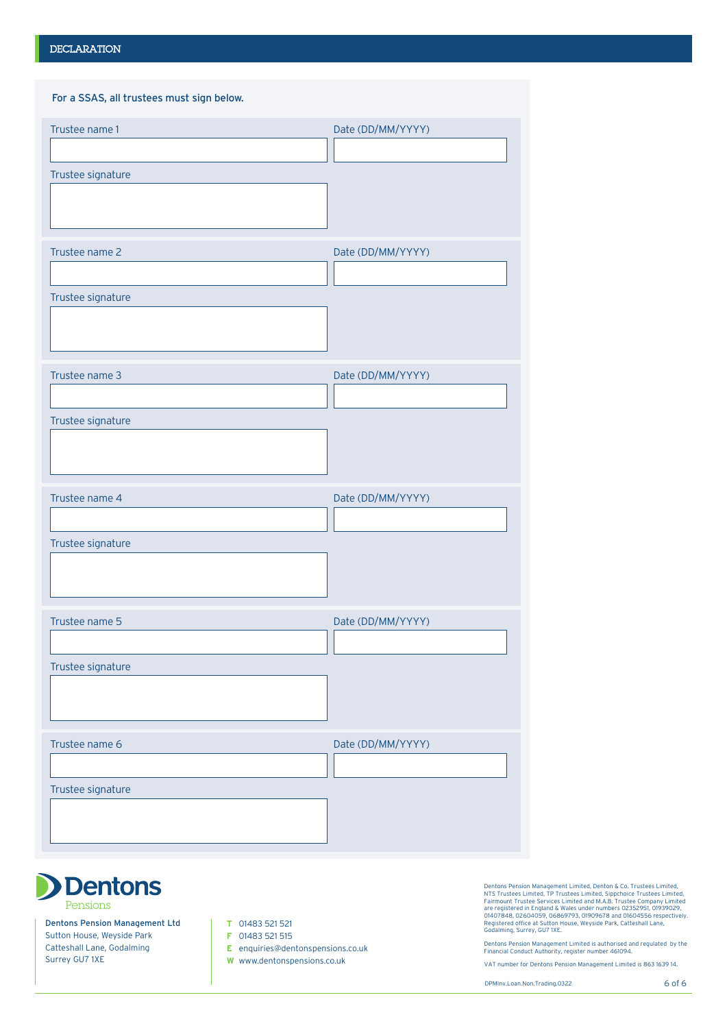## DECLARATION

For a SSAS, all trustees must sign below.

| | |
|---|---|
| Trustee name 1 | Date (DD/MM/YYYY) |
| Trustee signature | |

| | |
|---|---|
| Trustee name 2 | Date (DD/MM/YYYY) |
| Trustee signature | |

| | |
|---|---|
| Trustee name 3 | Date (DD/MM/YYYY) |
| Trustee signature | |

| | |
|---|---|
| Trustee name 4 | Date (DD/MM/YYYY) |
| Trustee signature | |

| | |
|---|---|
| Trustee name 5 | Date (DD/MM/YYYY) |
| Trustee signature | |

| | |
|---|---|
| Trustee name 6 | Date (DD/MM/YYYY) |
| Trustee signature | |

Dentons Pensions

**Dentons Pension Management Ltd**
Sutton House, Weyside Park
Catteshall Lane, Godalming
Surrey GU7 1XE

**T** 01483 521 521
**F** 01483 521 515
**E** enquiries@dentonspensions.co.uk
**W** www.dentonspensions.co.uk

Dentons Pension Management Limited, Denton & Co. Trustees Limited, NTS Trustees Limited, TP Trustees Limited, Sippchoice Trustees Limited, Fairmount Trustee Services Limited and M.A.B. Trustee Company Limited are registered in England & Wales under numbers 02352951, 01939029, 01407848, 02604059, 06869793, 01909678 and 01604556 respectively. Registered office at Sutton House, Weyside Park, Catteshall Lane, Godalming, Surrey, GU7 1XE.

Dentons Pension Management Limited is authorised and regulated by the Financial Conduct Authority, register number 461094.

VAT number for Dentons Pension Management Limited is 863 1639 14.

DPMInv.Loan.Non.Trading.0322